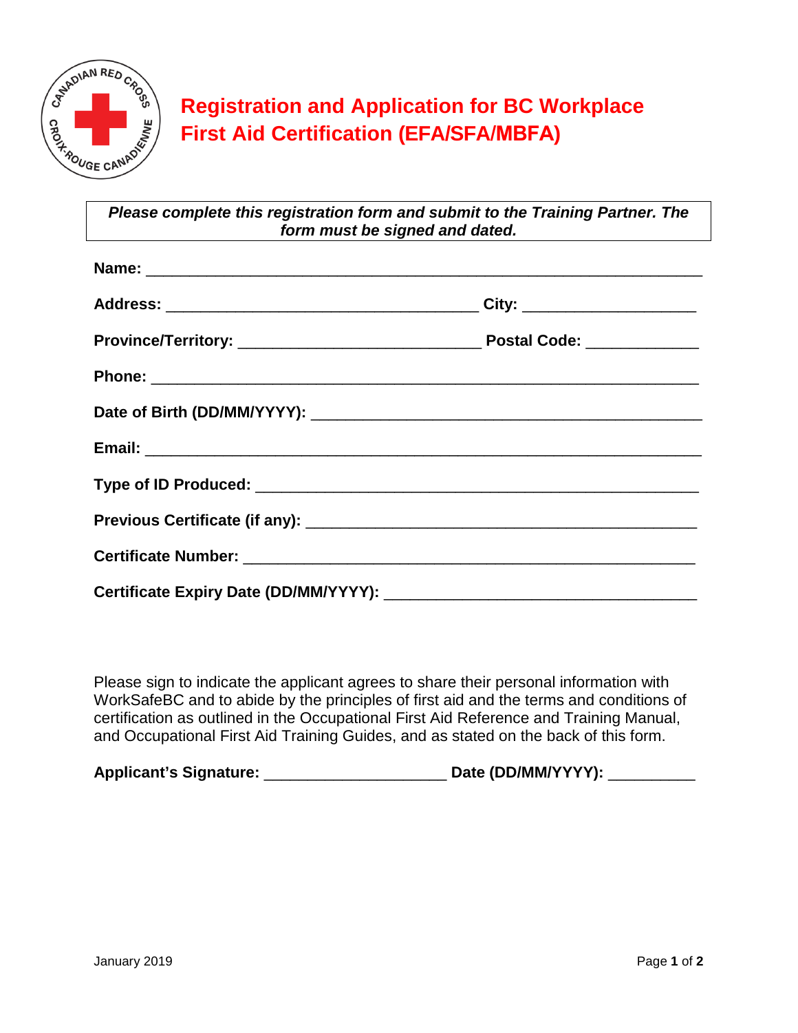# Registration and Application for BC Workplace First Aid Certification (EFA/SFA/MBFA)

***Please complete this registration form and submit to the Training Partner. The form must be signed and dated.***

**Name:** ________________________________________________________________

**Address:** ____________________________________ **City:** ____________________

**Province/Territory:** ____________________________ **Postal Code:** _____________

**Phone:** _______________________________________________________________

**Date of Birth (DD/MM/YYYY):** _____________________________________________

**Email:** _______________________________________________________________

**Type of ID Produced:** ___________________________________________________

**Previous Certificate (if any):** _____________________________________________

**Certificate Number:** ____________________________________________________

**Certificate Expiry Date (DD/MM/YYYY):** ____________________________________

Please sign to indicate the applicant agrees to share their personal information with WorkSafeBC and to abide by the principles of first aid and the terms and conditions of certification as outlined in the Occupational First Aid Reference and Training Manual, and Occupational First Aid Training Guides, and as stated on the back of this form.

**Applicant's Signature:** _____________________ **Date (DD/MM/YYYY):** __________

January 2019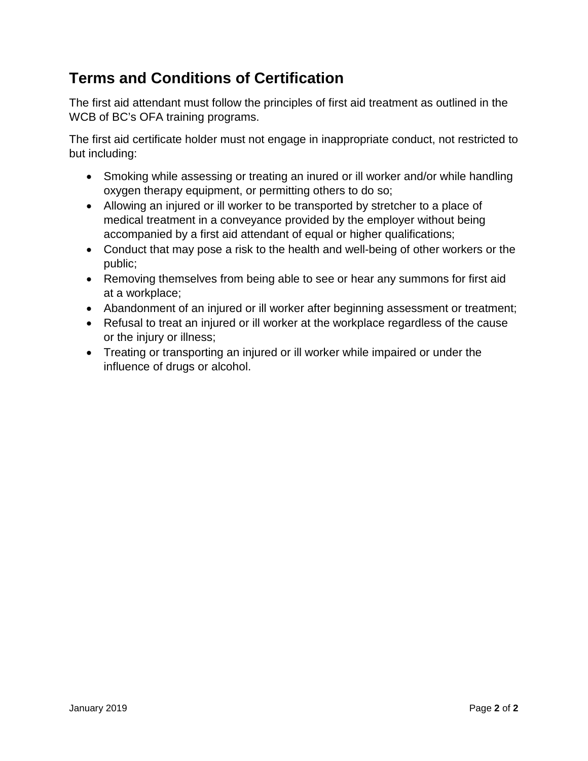## Terms and Conditions of Certification

The first aid attendant must follow the principles of first aid treatment as outlined in the WCB of BC's OFA training programs.

The first aid certificate holder must not engage in inappropriate conduct, not restricted to but including:

- Smoking while assessing or treating an inured or ill worker and/or while handling oxygen therapy equipment, or permitting others to do so;
- Allowing an injured or ill worker to be transported by stretcher to a place of medical treatment in a conveyance provided by the employer without being accompanied by a first aid attendant of equal or higher qualifications;
- Conduct that may pose a risk to the health and well-being of other workers or the public;
- Removing themselves from being able to see or hear any summons for first aid at a workplace;
- Abandonment of an injured or ill worker after beginning assessment or treatment;
- Refusal to treat an injured or ill worker at the workplace regardless of the cause or the injury or illness;
- Treating or transporting an injured or ill worker while impaired or under the influence of drugs or alcohol.

January 2019